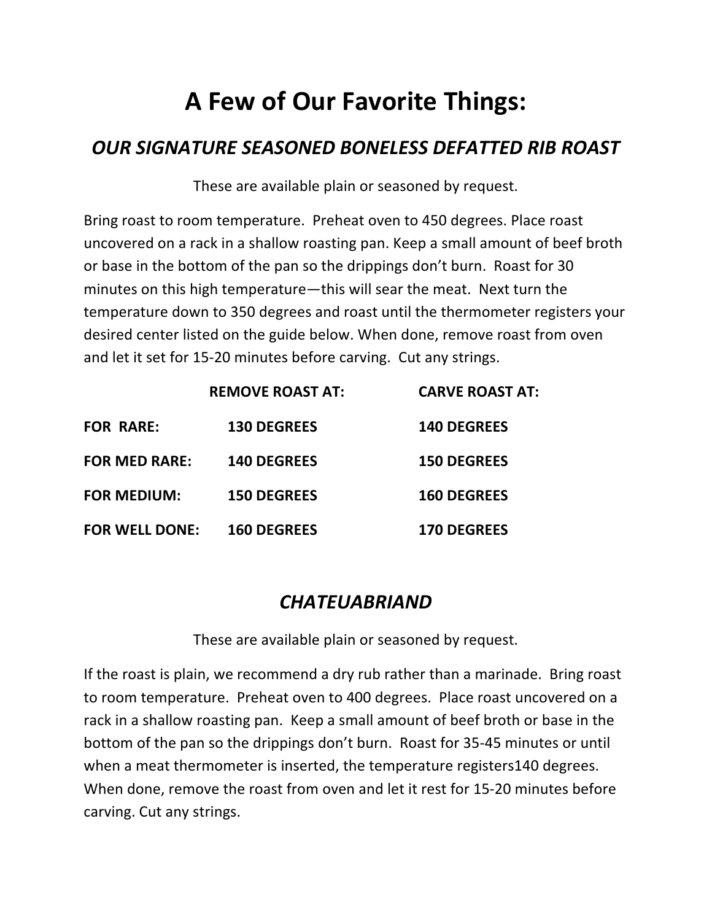# A Few of Our Favorite Things:

## *OUR SIGNATURE SEASONED BONELESS DEFATTED RIB ROAST*

These are available plain or seasoned by request.

Bring roast to room temperature. Preheat oven to 450 degrees. Place roast uncovered on a rack in a shallow roasting pan. Keep a small amount of beef broth or base in the bottom of the pan so the drippings don't burn. Roast for 30 minutes on this high temperature—this will sear the meat. Next turn the temperature down to 350 degrees and roast until the thermometer registers your desired center listed on the guide below. When done, remove roast from oven and let it set for 15-20 minutes before carving. Cut any strings.

| | **REMOVE ROAST AT:** | **CARVE ROAST AT:** |
|---|---|---|
| **FOR RARE:** | **130 DEGREES** | **140 DEGREES** |
| **FOR MED RARE:** | **140 DEGREES** | **150 DEGREES** |
| **FOR MEDIUM:** | **150 DEGREES** | **160 DEGREES** |
| **FOR WELL DONE:** | **160 DEGREES** | **170 DEGREES** |

## *CHATEUABRIAND*

These are available plain or seasoned by request.

If the roast is plain, we recommend a dry rub rather than a marinade. Bring roast to room temperature. Preheat oven to 400 degrees. Place roast uncovered on a rack in a shallow roasting pan. Keep a small amount of beef broth or base in the bottom of the pan so the drippings don't burn. Roast for 35-45 minutes or until when a meat thermometer is inserted, the temperature registers140 degrees. When done, remove the roast from oven and let it rest for 15-20 minutes before carving. Cut any strings.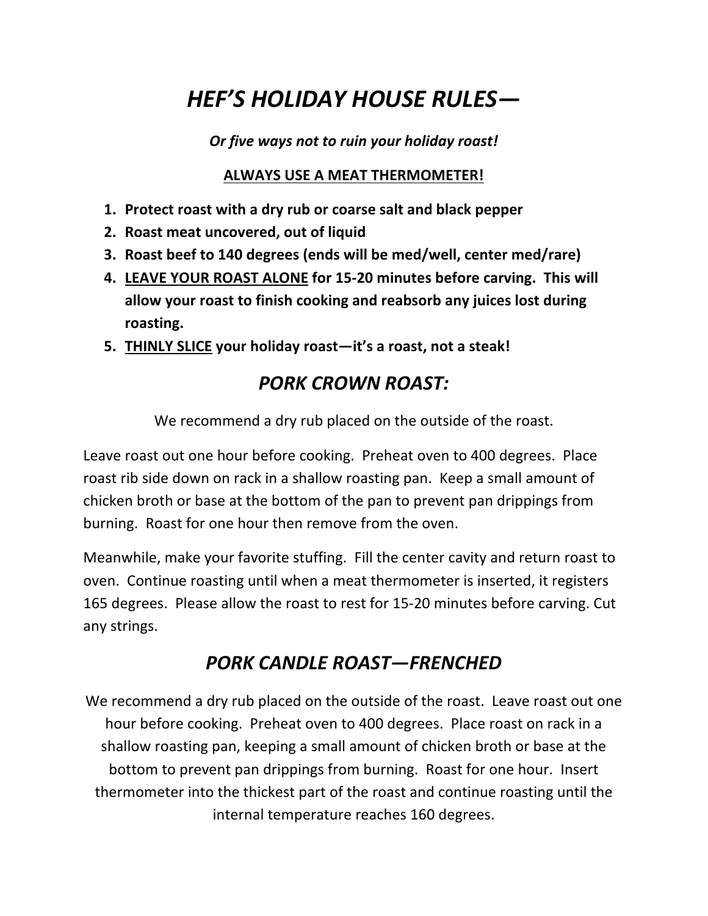# *HEF'S HOLIDAY HOUSE RULES—*

***Or five ways not to ruin your holiday roast!***

**ALWAYS USE A MEAT THERMOMETER!**

1. **Protect roast with a dry rub or coarse salt and black pepper**
2. **Roast meat uncovered, out of liquid**
3. **Roast beef to 140 degrees (ends will be med/well, center med/rare)**
4. **LEAVE YOUR ROAST ALONE for 15-20 minutes before carving. This will allow your roast to finish cooking and reabsorb any juices lost during roasting.**
5. **THINLY SLICE your holiday roast—it's a roast, not a steak!**

## *PORK CROWN ROAST:*

We recommend a dry rub placed on the outside of the roast.

Leave roast out one hour before cooking. Preheat oven to 400 degrees. Place roast rib side down on rack in a shallow roasting pan. Keep a small amount of chicken broth or base at the bottom of the pan to prevent pan drippings from burning. Roast for one hour then remove from the oven.

Meanwhile, make your favorite stuffing. Fill the center cavity and return roast to oven. Continue roasting until when a meat thermometer is inserted, it registers 165 degrees. Please allow the roast to rest for 15-20 minutes before carving. Cut any strings.

## *PORK CANDLE ROAST—FRENCHED*

We recommend a dry rub placed on the outside of the roast. Leave roast out one hour before cooking. Preheat oven to 400 degrees. Place roast on rack in a shallow roasting pan, keeping a small amount of chicken broth or base at the bottom to prevent pan drippings from burning. Roast for one hour. Insert thermometer into the thickest part of the roast and continue roasting until the internal temperature reaches 160 degrees.